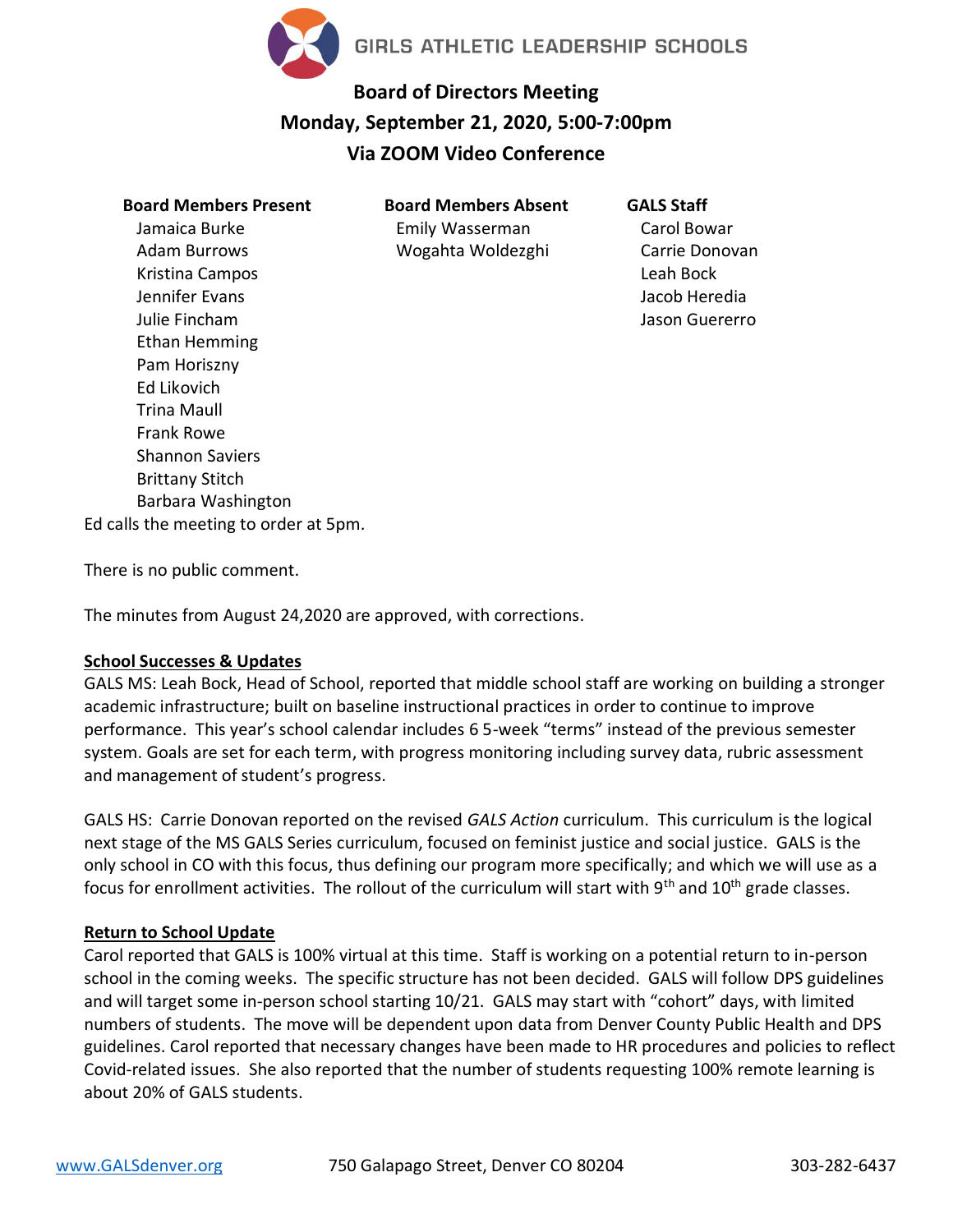GIRLS ATHLETIC LEADERSHIP SCHOOLS

# Board of Directors Meeting

## Monday, September 21, 2020, 5:00-7:00pm

## Via ZOOM Video Conference

| Board Members Present | Board Members Absent | GALS Staff |
|---|---|---|
| Jamaica Burke | Emily Wasserman | Carol Bowar |
| Adam Burrows | Wogahta Woldezghi | Carrie Donovan |
| Kristina Campos | | Leah Bock |
| Jennifer Evans | | Jacob Heredia |
| Julie Fincham | | Jason Guererro |
| Ethan Hemming | | |
| Pam Horiszny | | |
| Ed Likovich | | |
| Trina Maull | | |
| Frank Rowe | | |
| Shannon Saviers | | |
| Brittany Stitch | | |
| Barbara Washington | | |

Ed calls the meeting to order at 5pm.

There is no public comment.

The minutes from August 24,2020 are approved, with corrections.

**School Successes & Updates**

GALS MS: Leah Bock, Head of School, reported that middle school staff are working on building a stronger academic infrastructure; built on baseline instructional practices in order to continue to improve performance. This year's school calendar includes 6 5-week "terms" instead of the previous semester system. Goals are set for each term, with progress monitoring including survey data, rubric assessment and management of student's progress.

GALS HS: Carrie Donovan reported on the revised *GALS Action* curriculum. This curriculum is the logical next stage of the MS GALS Series curriculum, focused on feminist justice and social justice. GALS is the only school in CO with this focus, thus defining our program more specifically; and which we will use as a focus for enrollment activities. The rollout of the curriculum will start with 9th and 10th grade classes.

**Return to School Update**

Carol reported that GALS is 100% virtual at this time. Staff is working on a potential return to in-person school in the coming weeks. The specific structure has not been decided. GALS will follow DPS guidelines and will target some in-person school starting 10/21. GALS may start with "cohort" days, with limited numbers of students. The move will be dependent upon data from Denver County Public Health and DPS guidelines. Carol reported that necessary changes have been made to HR procedures and policies to reflect Covid-related issues. She also reported that the number of students requesting 100% remote learning is about 20% of GALS students.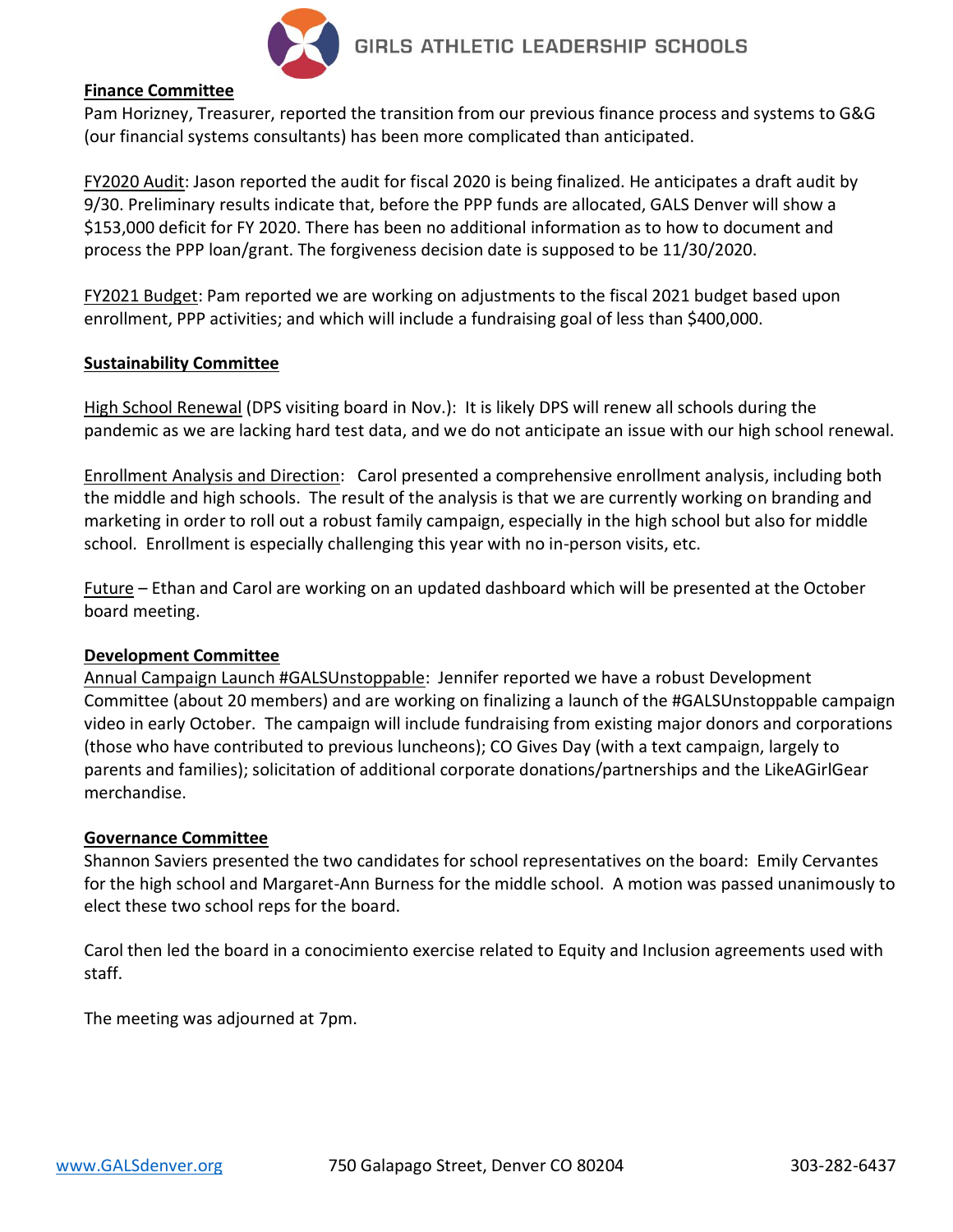**Finance Committee**

Pam Horizney, Treasurer, reported the transition from our previous finance process and systems to G&G (our financial systems consultants) has been more complicated than anticipated.

FY2020 Audit: Jason reported the audit for fiscal 2020 is being finalized. He anticipates a draft audit by 9/30. Preliminary results indicate that, before the PPP funds are allocated, GALS Denver will show a $153,000 deficit for FY 2020. There has been no additional information as to how to document and process the PPP loan/grant. The forgiveness decision date is supposed to be 11/30/2020.

FY2021 Budget: Pam reported we are working on adjustments to the fiscal 2021 budget based upon enrollment, PPP activities; and which will include a fundraising goal of less than $400,000.

**Sustainability Committee**

High School Renewal (DPS visiting board in Nov.): It is likely DPS will renew all schools during the pandemic as we are lacking hard test data, and we do not anticipate an issue with our high school renewal.

Enrollment Analysis and Direction: Carol presented a comprehensive enrollment analysis, including both the middle and high schools. The result of the analysis is that we are currently working on branding and marketing in order to roll out a robust family campaign, especially in the high school but also for middle school. Enrollment is especially challenging this year with no in-person visits, etc.

Future – Ethan and Carol are working on an updated dashboard which will be presented at the October board meeting.

**Development Committee**

Annual Campaign Launch #GALSUnstoppable: Jennifer reported we have a robust Development Committee (about 20 members) and are working on finalizing a launch of the #GALSUnstoppable campaign video in early October. The campaign will include fundraising from existing major donors and corporations (those who have contributed to previous luncheons); CO Gives Day (with a text campaign, largely to parents and families); solicitation of additional corporate donations/partnerships and the LikeAGirlGear merchandise.

**Governance Committee**

Shannon Saviers presented the two candidates for school representatives on the board: Emily Cervantes for the high school and Margaret-Ann Burness for the middle school. A motion was passed unanimously to elect these two school reps for the board.

Carol then led the board in a conocimiento exercise related to Equity and Inclusion agreements used with staff.

The meeting was adjourned at 7pm.